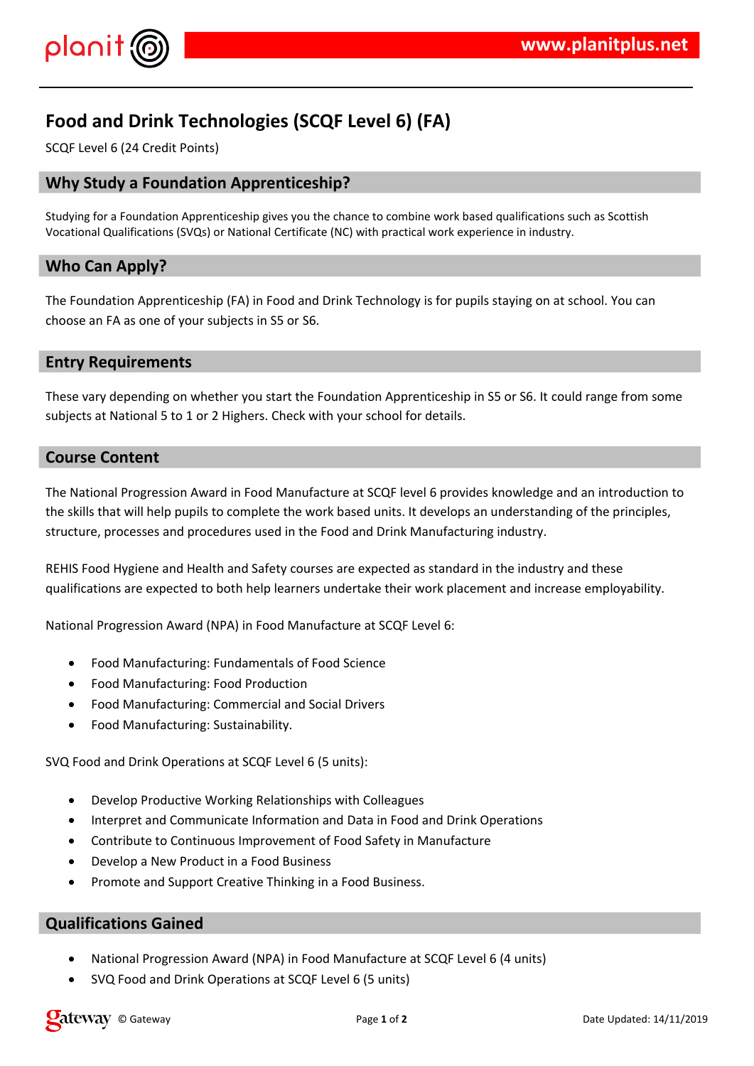# Food and Drink Technologies (SCQF Level 6) (FA)

SCQF Level 6 (24 Credit Points)

## Why Study a Foundation Apprenticeship?

Studying for a Foundation Apprenticeship gives you the chance to combine work based qualifications such as Scottish Vocational Qualifications (SVQs) or National Certificate (NC) with practical work experience in industry.

## Who Can Apply?

The Foundation Apprenticeship (FA) in Food and Drink Technology is for pupils staying on at school. You can choose an FA as one of your subjects in S5 or S6.

## Entry Requirements

These vary depending on whether you start the Foundation Apprenticeship in S5 or S6. It could range from some subjects at National 5 to 1 or 2 Highers. Check with your school for details.

## Course Content

The National Progression Award in Food Manufacture at SCQF level 6 provides knowledge and an introduction to the skills that will help pupils to complete the work based units. It develops an understanding of the principles, structure, processes and procedures used in the Food and Drink Manufacturing industry.

REHIS Food Hygiene and Health and Safety courses are expected as standard in the industry and these qualifications are expected to both help learners undertake their work placement and increase employability.

National Progression Award (NPA) in Food Manufacture at SCQF Level 6:

- Food Manufacturing: Fundamentals of Food Science
- Food Manufacturing: Food Production
- Food Manufacturing: Commercial and Social Drivers
- Food Manufacturing: Sustainability.

SVQ Food and Drink Operations at SCQF Level 6 (5 units):

- Develop Productive Working Relationships with Colleagues
- Interpret and Communicate Information and Data in Food and Drink Operations
- Contribute to Continuous Improvement of Food Safety in Manufacture
- Develop a New Product in a Food Business
- Promote and Support Creative Thinking in a Food Business.

## Qualifications Gained

- National Progression Award (NPA) in Food Manufacture at SCQF Level 6 (4 units)
- SVQ Food and Drink Operations at SCQF Level 6 (5 units)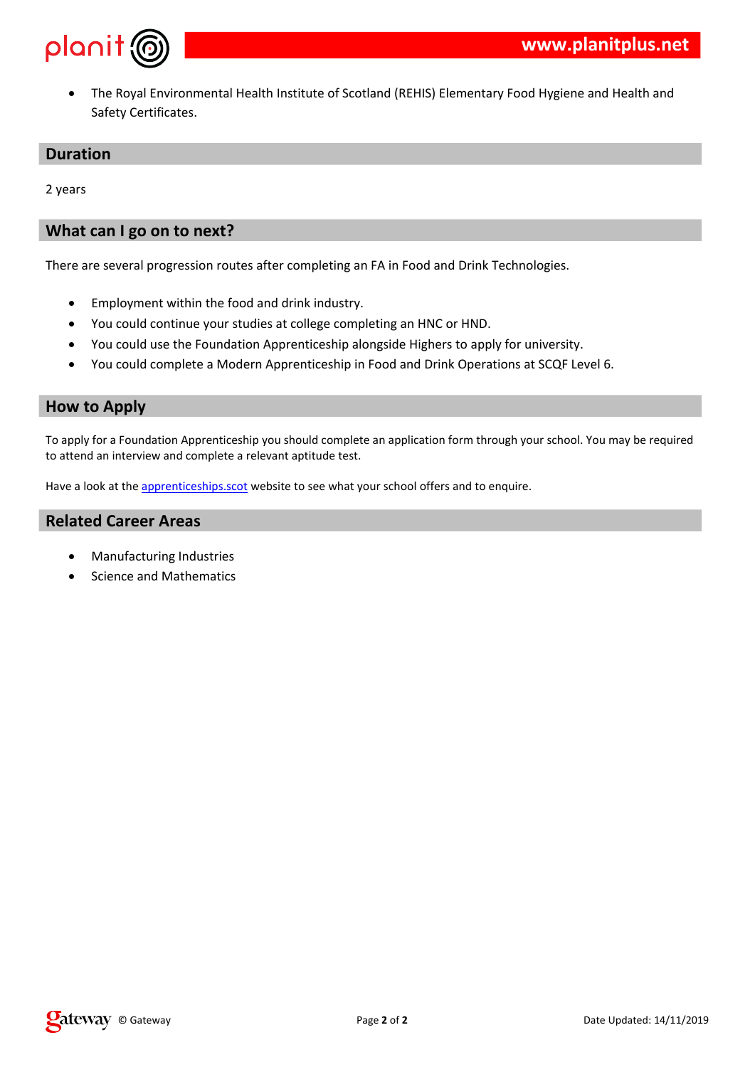- The Royal Environmental Health Institute of Scotland (REHIS) Elementary Food Hygiene and Health and Safety Certificates.

## Duration

2 years

## What can I go on to next?

There are several progression routes after completing an FA in Food and Drink Technologies.

- Employment within the food and drink industry.
- You could continue your studies at college completing an HNC or HND.
- You could use the Foundation Apprenticeship alongside Highers to apply for university.
- You could complete a Modern Apprenticeship in Food and Drink Operations at SCQF Level 6.

## How to Apply

To apply for a Foundation Apprenticeship you should complete an application form through your school. You may be required to attend an interview and complete a relevant aptitude test.

Have a look at the apprenticeships.scot website to see what your school offers and to enquire.

## Related Career Areas

- Manufacturing Industries
- Science and Mathematics